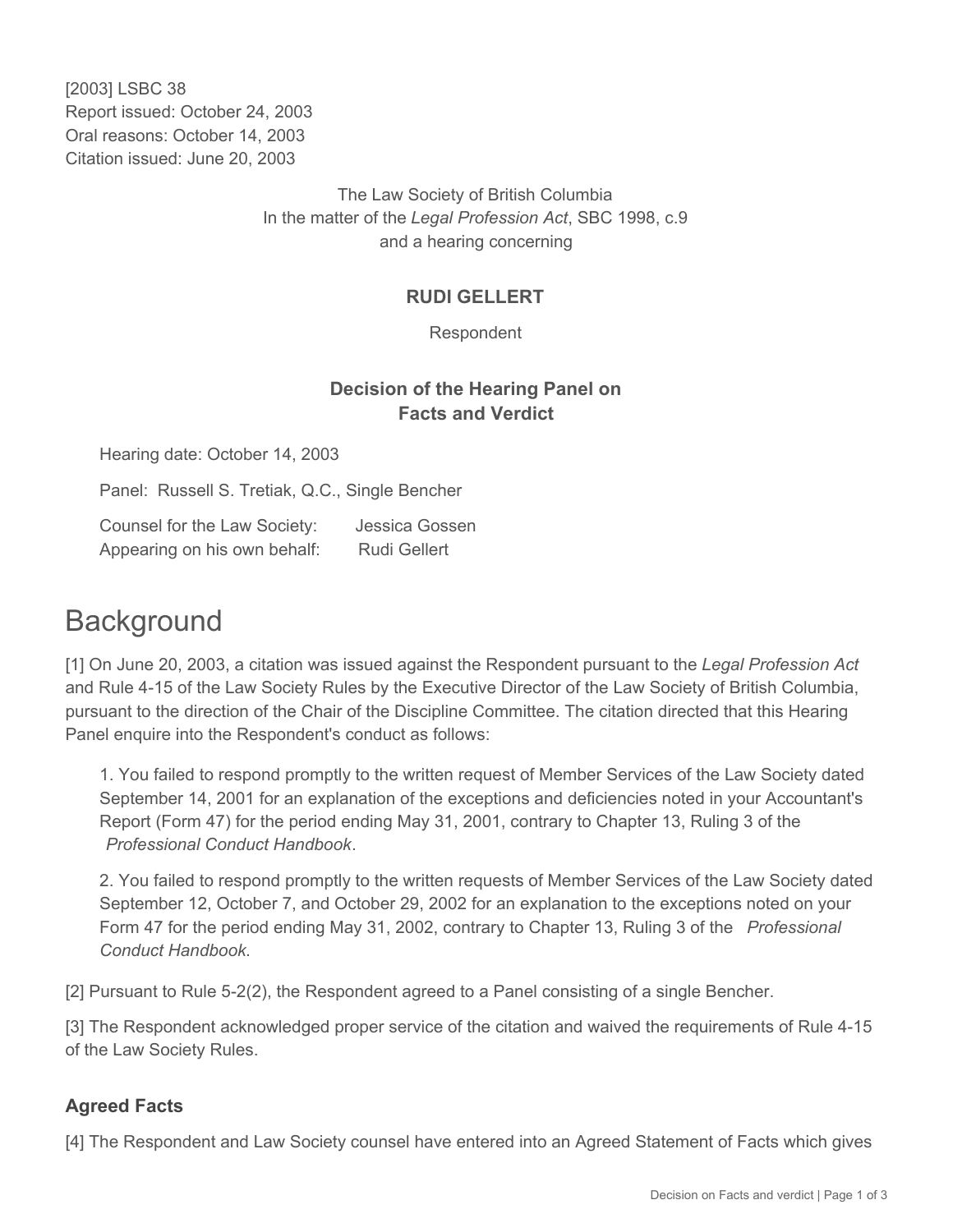[2003] LSBC 38
Report issued: October 24, 2003
Oral reasons: October 14, 2003
Citation issued: June 20, 2003

The Law Society of British Columbia
In the matter of the *Legal Profession Act*, SBC 1998, c.9
and a hearing concerning

**RUDI GELLERT**

Respondent

**Decision of the Hearing Panel on Facts and Verdict**

Hearing date: October 14, 2003

Panel: Russell S. Tretiak, Q.C., Single Bencher

Counsel for the Law Society: Jessica Gossen
Appearing on his own behalf: Rudi Gellert

# Background

[1] On June 20, 2003, a citation was issued against the Respondent pursuant to the *Legal Profession Act* and Rule 4-15 of the Law Society Rules by the Executive Director of the Law Society of British Columbia, pursuant to the direction of the Chair of the Discipline Committee. The citation directed that this Hearing Panel enquire into the Respondent's conduct as follows:

1. You failed to respond promptly to the written request of Member Services of the Law Society dated September 14, 2001 for an explanation of the exceptions and deficiencies noted in your Accountant's Report (Form 47) for the period ending May 31, 2001, contrary to Chapter 13, Ruling 3 of the *Professional Conduct Handbook*.

2. You failed to respond promptly to the written requests of Member Services of the Law Society dated September 12, October 7, and October 29, 2002 for an explanation to the exceptions noted on your Form 47 for the period ending May 31, 2002, contrary to Chapter 13, Ruling 3 of the *Professional Conduct Handbook*.

[2] Pursuant to Rule 5-2(2), the Respondent agreed to a Panel consisting of a single Bencher.

[3] The Respondent acknowledged proper service of the citation and waived the requirements of Rule 4-15 of the Law Society Rules.

### Agreed Facts

[4] The Respondent and Law Society counsel have entered into an Agreed Statement of Facts which gives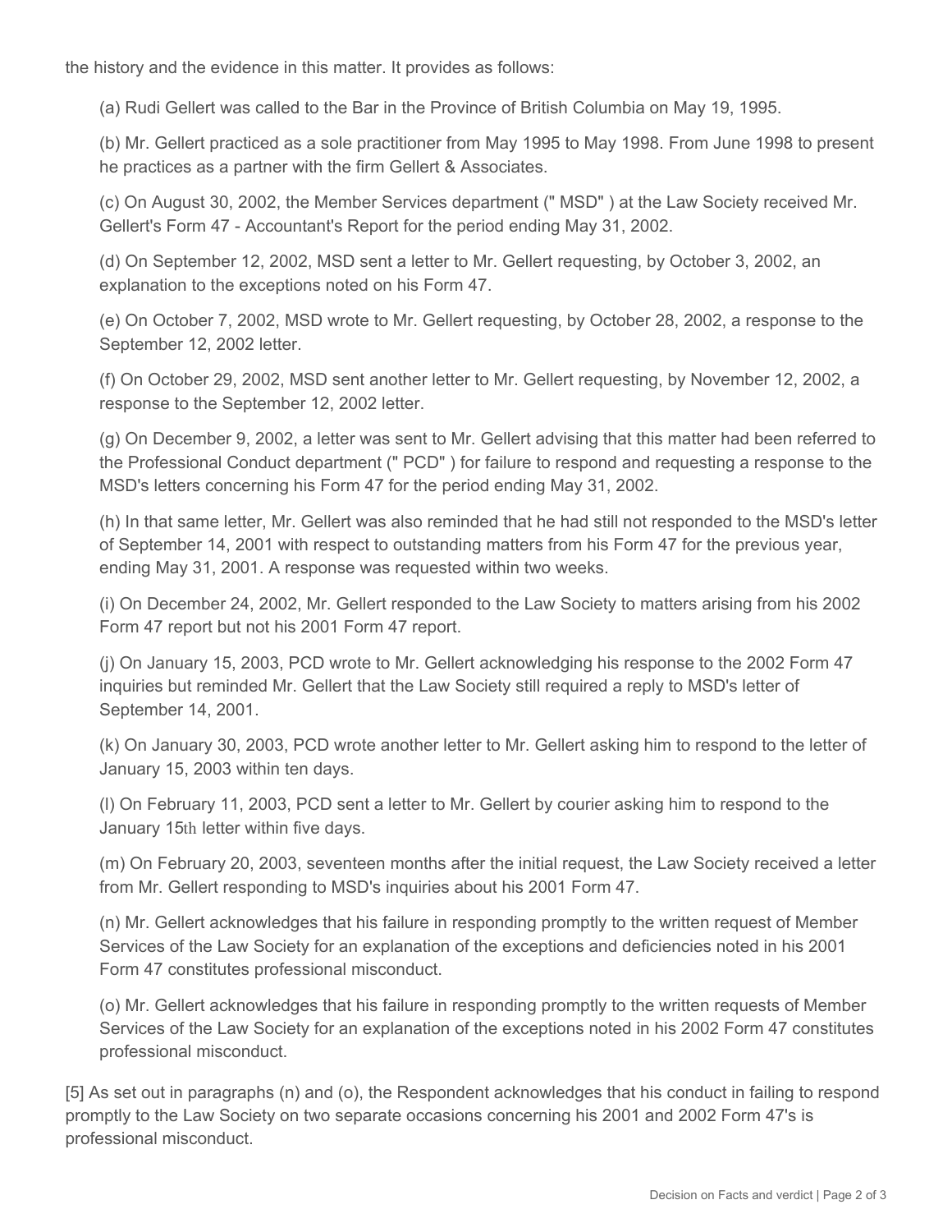the history and the evidence in this matter. It provides as follows:

(a) Rudi Gellert was called to the Bar in the Province of British Columbia on May 19, 1995.

(b) Mr. Gellert practiced as a sole practitioner from May 1995 to May 1998. From June 1998 to present he practices as a partner with the firm Gellert & Associates.

(c) On August 30, 2002, the Member Services department (" MSD" ) at the Law Society received Mr. Gellert's Form 47 - Accountant's Report for the period ending May 31, 2002.

(d) On September 12, 2002, MSD sent a letter to Mr. Gellert requesting, by October 3, 2002, an explanation to the exceptions noted on his Form 47.

(e) On October 7, 2002, MSD wrote to Mr. Gellert requesting, by October 28, 2002, a response to the September 12, 2002 letter.

(f) On October 29, 2002, MSD sent another letter to Mr. Gellert requesting, by November 12, 2002, a response to the September 12, 2002 letter.

(g) On December 9, 2002, a letter was sent to Mr. Gellert advising that this matter had been referred to the Professional Conduct department (" PCD" ) for failure to respond and requesting a response to the MSD's letters concerning his Form 47 for the period ending May 31, 2002.

(h) In that same letter, Mr. Gellert was also reminded that he had still not responded to the MSD's letter of September 14, 2001 with respect to outstanding matters from his Form 47 for the previous year, ending May 31, 2001. A response was requested within two weeks.

(i) On December 24, 2002, Mr. Gellert responded to the Law Society to matters arising from his 2002 Form 47 report but not his 2001 Form 47 report.

(j) On January 15, 2003, PCD wrote to Mr. Gellert acknowledging his response to the 2002 Form 47 inquiries but reminded Mr. Gellert that the Law Society still required a reply to MSD's letter of September 14, 2001.

(k) On January 30, 2003, PCD wrote another letter to Mr. Gellert asking him to respond to the letter of January 15, 2003 within ten days.

(l) On February 11, 2003, PCD sent a letter to Mr. Gellert by courier asking him to respond to the January 15th letter within five days.

(m) On February 20, 2003, seventeen months after the initial request, the Law Society received a letter from Mr. Gellert responding to MSD's inquiries about his 2001 Form 47.

(n) Mr. Gellert acknowledges that his failure in responding promptly to the written request of Member Services of the Law Society for an explanation of the exceptions and deficiencies noted in his 2001 Form 47 constitutes professional misconduct.

(o) Mr. Gellert acknowledges that his failure in responding promptly to the written requests of Member Services of the Law Society for an explanation of the exceptions noted in his 2002 Form 47 constitutes professional misconduct.

[5] As set out in paragraphs (n) and (o), the Respondent acknowledges that his conduct in failing to respond promptly to the Law Society on two separate occasions concerning his 2001 and 2002 Form 47's is professional misconduct.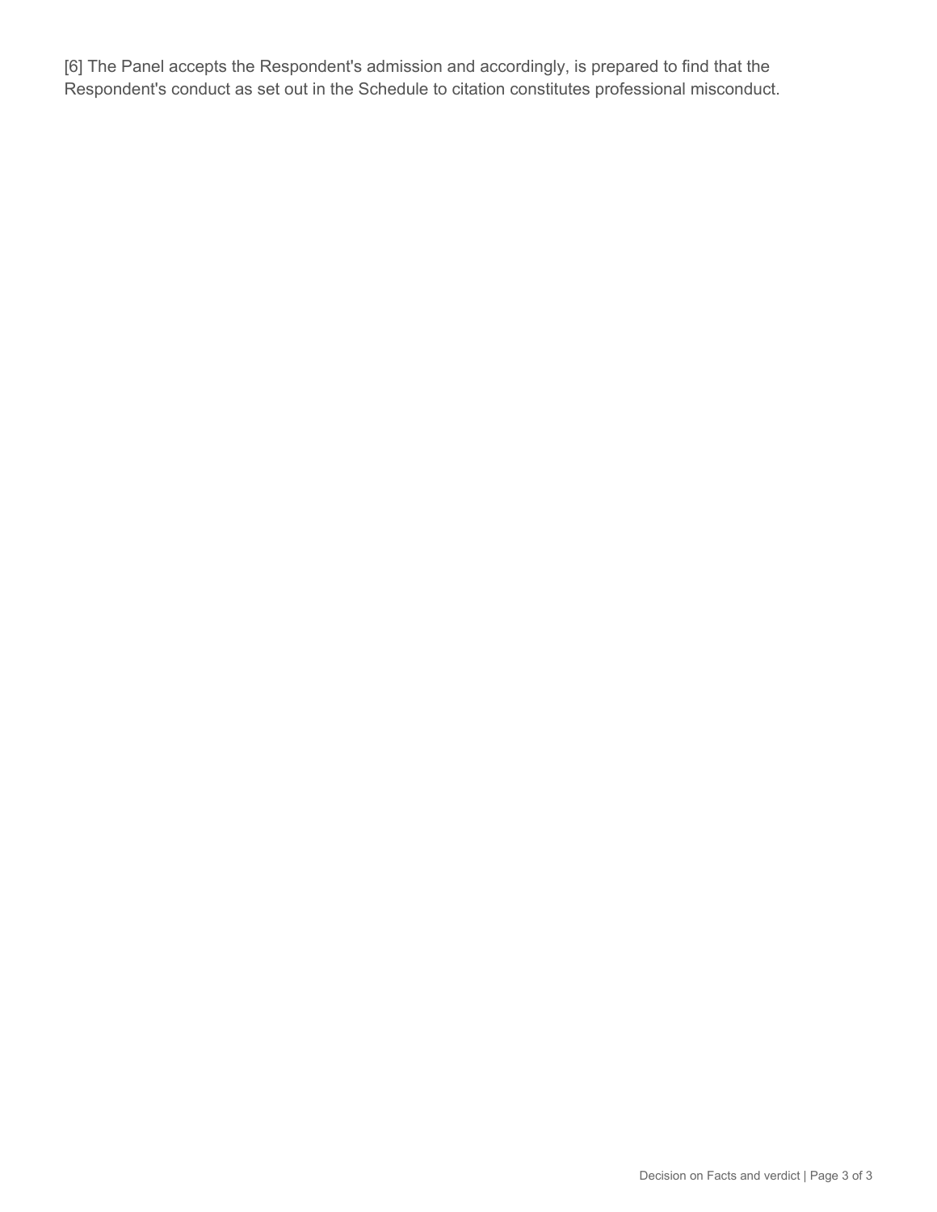[6] The Panel accepts the Respondent's admission and accordingly, is prepared to find that the Respondent's conduct as set out in the Schedule to citation constitutes professional misconduct.